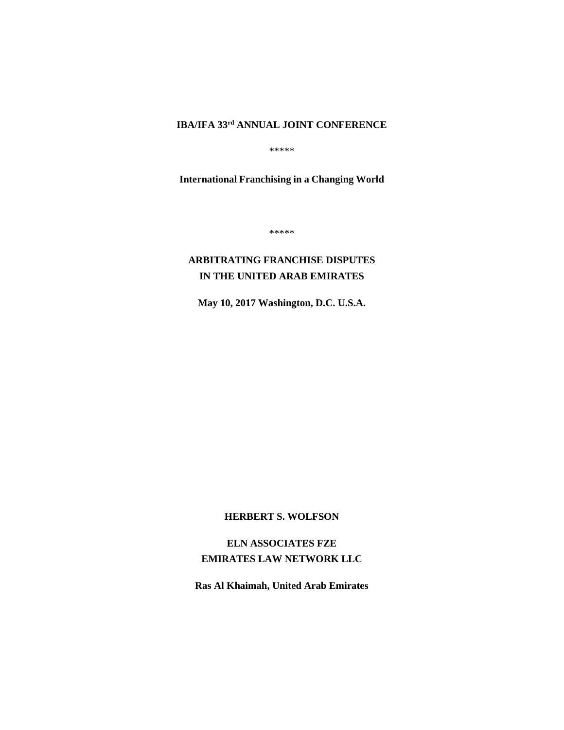**IBA/IFA 33rd ANNUAL JOINT CONFERENCE**

\*\*\*\*\*

**International Franchising in a Changing World**

\*\*\*\*\*

# ARBITRATING FRANCHISE DISPUTES IN THE UNITED ARAB EMIRATES

**May 10, 2017 Washington, D.C. U.S.A.**

**HERBERT S. WOLFSON**

**ELN ASSOCIATES FZE**
**EMIRATES LAW NETWORK LLC**

**Ras Al Khaimah, United Arab Emirates**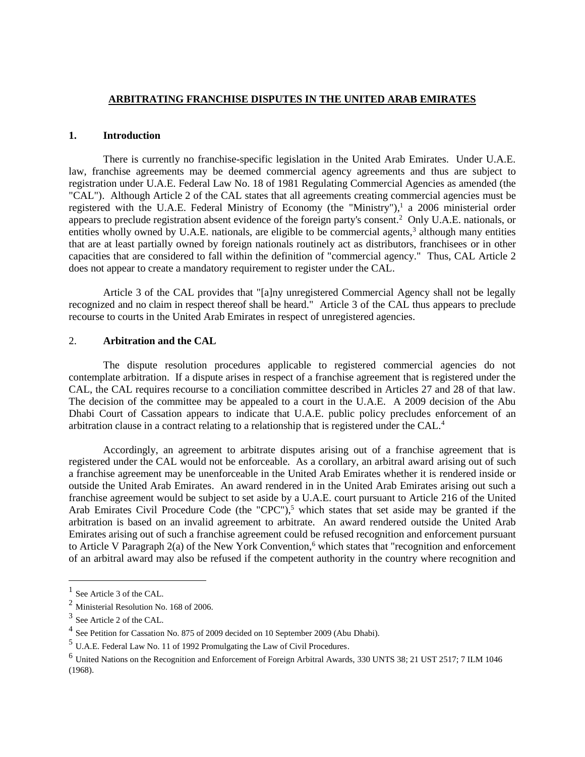# ARBITRATING FRANCHISE DISPUTES IN THE UNITED ARAB EMIRATES

## 1. Introduction

There is currently no franchise-specific legislation in the United Arab Emirates. Under U.A.E. law, franchise agreements may be deemed commercial agency agreements and thus are subject to registration under U.A.E. Federal Law No. 18 of 1981 Regulating Commercial Agencies as amended (the "CAL"). Although Article 2 of the CAL states that all agreements creating commercial agencies must be registered with the U.A.E. Federal Ministry of Economy (the "Ministry"),[1] a 2006 ministerial order appears to preclude registration absent evidence of the foreign party's consent.[2] Only U.A.E. nationals, or entities wholly owned by U.A.E. nationals, are eligible to be commercial agents,[3] although many entities that are at least partially owned by foreign nationals routinely act as distributors, franchisees or in other capacities that are considered to fall within the definition of "commercial agency." Thus, CAL Article 2 does not appear to create a mandatory requirement to register under the CAL.

Article 3 of the CAL provides that "[a]ny unregistered Commercial Agency shall not be legally recognized and no claim in respect thereof shall be heard." Article 3 of the CAL thus appears to preclude recourse to courts in the United Arab Emirates in respect of unregistered agencies.

## 2. Arbitration and the CAL

The dispute resolution procedures applicable to registered commercial agencies do not contemplate arbitration. If a dispute arises in respect of a franchise agreement that is registered under the CAL, the CAL requires recourse to a conciliation committee described in Articles 27 and 28 of that law. The decision of the committee may be appealed to a court in the U.A.E. A 2009 decision of the Abu Dhabi Court of Cassation appears to indicate that U.A.E. public policy precludes enforcement of an arbitration clause in a contract relating to a relationship that is registered under the CAL.[4]

Accordingly, an agreement to arbitrate disputes arising out of a franchise agreement that is registered under the CAL would not be enforceable. As a corollary, an arbitral award arising out of such a franchise agreement may be unenforceable in the United Arab Emirates whether it is rendered inside or outside the United Arab Emirates. An award rendered in in the United Arab Emirates arising out such a franchise agreement would be subject to set aside by a U.A.E. court pursuant to Article 216 of the United Arab Emirates Civil Procedure Code (the "CPC"),[5] which states that set aside may be granted if the arbitration is based on an invalid agreement to arbitrate. An award rendered outside the United Arab Emirates arising out of such a franchise agreement could be refused recognition and enforcement pursuant to Article V Paragraph 2(a) of the New York Convention,[6] which states that "recognition and enforcement of an arbitral award may also be refused if the competent authority in the country where recognition and

---

[1] See Article 3 of the CAL.

[2] Ministerial Resolution No. 168 of 2006.

[3] See Article 2 of the CAL.

[4] See Petition for Cassation No. 875 of 2009 decided on 10 September 2009 (Abu Dhabi).

[5] U.A.E. Federal Law No. 11 of 1992 Promulgating the Law of Civil Procedures.

[6] United Nations on the Recognition and Enforcement of Foreign Arbitral Awards, 330 UNTS 38; 21 UST 2517; 7 ILM 1046 (1968).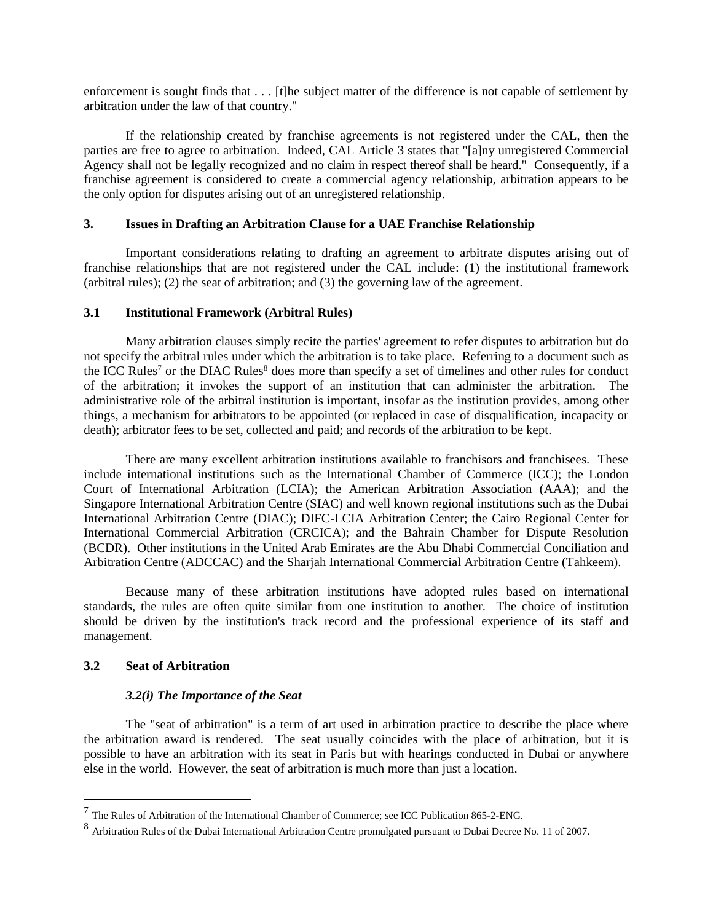enforcement is sought finds that . . . [t]he subject matter of the difference is not capable of settlement by arbitration under the law of that country."

If the relationship created by franchise agreements is not registered under the CAL, then the parties are free to agree to arbitration. Indeed, CAL Article 3 states that "[a]ny unregistered Commercial Agency shall not be legally recognized and no claim in respect thereof shall be heard." Consequently, if a franchise agreement is considered to create a commercial agency relationship, arbitration appears to be the only option for disputes arising out of an unregistered relationship.

## 3. Issues in Drafting an Arbitration Clause for a UAE Franchise Relationship

Important considerations relating to drafting an agreement to arbitrate disputes arising out of franchise relationships that are not registered under the CAL include: (1) the institutional framework (arbitral rules); (2) the seat of arbitration; and (3) the governing law of the agreement.

### 3.1 Institutional Framework (Arbitral Rules)

Many arbitration clauses simply recite the parties' agreement to refer disputes to arbitration but do not specify the arbitral rules under which the arbitration is to take place. Referring to a document such as the ICC Rules[7] or the DIAC Rules[8] does more than specify a set of timelines and other rules for conduct of the arbitration; it invokes the support of an institution that can administer the arbitration. The administrative role of the arbitral institution is important, insofar as the institution provides, among other things, a mechanism for arbitrators to be appointed (or replaced in case of disqualification, incapacity or death); arbitrator fees to be set, collected and paid; and records of the arbitration to be kept.

There are many excellent arbitration institutions available to franchisors and franchisees. These include international institutions such as the International Chamber of Commerce (ICC); the London Court of International Arbitration (LCIA); the American Arbitration Association (AAA); and the Singapore International Arbitration Centre (SIAC) and well known regional institutions such as the Dubai International Arbitration Centre (DIAC); DIFC-LCIA Arbitration Center; the Cairo Regional Center for International Commercial Arbitration (CRCICA); and the Bahrain Chamber for Dispute Resolution (BCDR). Other institutions in the United Arab Emirates are the Abu Dhabi Commercial Conciliation and Arbitration Centre (ADCCAC) and the Sharjah International Commercial Arbitration Centre (Tahkeem).

Because many of these arbitration institutions have adopted rules based on international standards, the rules are often quite similar from one institution to another. The choice of institution should be driven by the institution's track record and the professional experience of its staff and management.

### 3.2 Seat of Arbitration

#### *3.2(i) The Importance of the Seat*

The "seat of arbitration" is a term of art used in arbitration practice to describe the place where the arbitration award is rendered. The seat usually coincides with the place of arbitration, but it is possible to have an arbitration with its seat in Paris but with hearings conducted in Dubai or anywhere else in the world. However, the seat of arbitration is much more than just a location.

---

[7] The Rules of Arbitration of the International Chamber of Commerce; see ICC Publication 865-2-ENG.

[8] Arbitration Rules of the Dubai International Arbitration Centre promulgated pursuant to Dubai Decree No. 11 of 2007.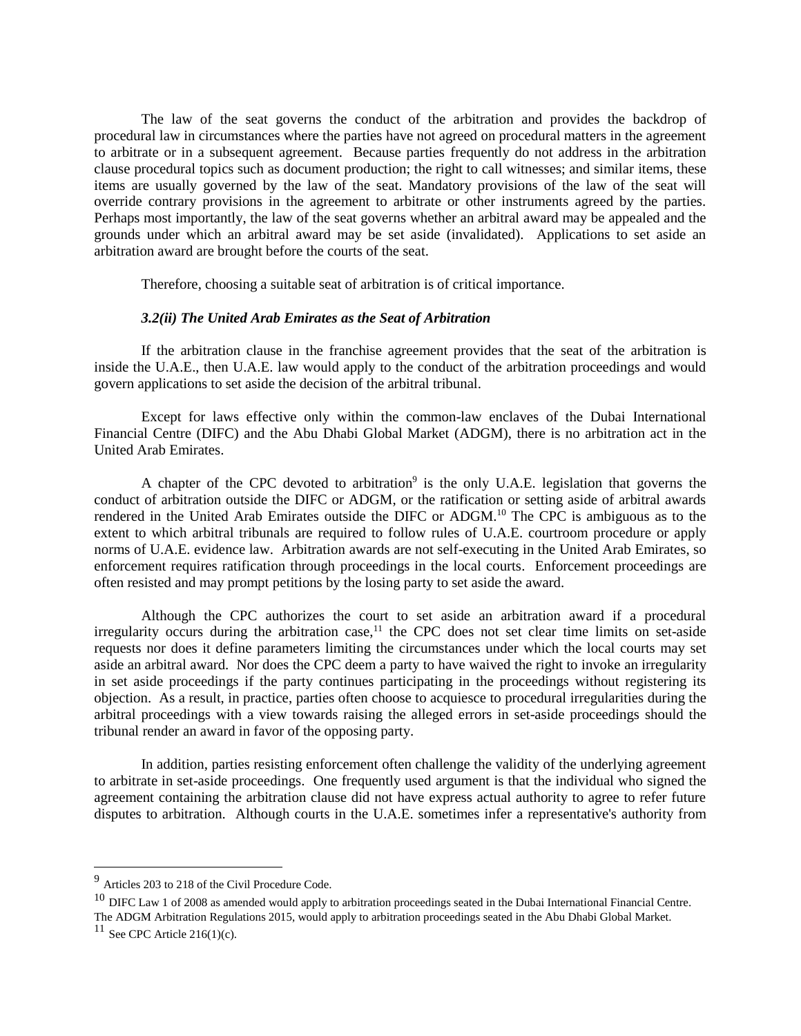The law of the seat governs the conduct of the arbitration and provides the backdrop of procedural law in circumstances where the parties have not agreed on procedural matters in the agreement to arbitrate or in a subsequent agreement. Because parties frequently do not address in the arbitration clause procedural topics such as document production; the right to call witnesses; and similar items, these items are usually governed by the law of the seat. Mandatory provisions of the law of the seat will override contrary provisions in the agreement to arbitrate or other instruments agreed by the parties. Perhaps most importantly, the law of the seat governs whether an arbitral award may be appealed and the grounds under which an arbitral award may be set aside (invalidated). Applications to set aside an arbitration award are brought before the courts of the seat.

Therefore, choosing a suitable seat of arbitration is of critical importance.

### *3.2(ii) The United Arab Emirates as the Seat of Arbitration*

If the arbitration clause in the franchise agreement provides that the seat of the arbitration is inside the U.A.E., then U.A.E. law would apply to the conduct of the arbitration proceedings and would govern applications to set aside the decision of the arbitral tribunal.

Except for laws effective only within the common-law enclaves of the Dubai International Financial Centre (DIFC) and the Abu Dhabi Global Market (ADGM), there is no arbitration act in the United Arab Emirates.

A chapter of the CPC devoted to arbitration[9] is the only U.A.E. legislation that governs the conduct of arbitration outside the DIFC or ADGM, or the ratification or setting aside of arbitral awards rendered in the United Arab Emirates outside the DIFC or ADGM.[10] The CPC is ambiguous as to the extent to which arbitral tribunals are required to follow rules of U.A.E. courtroom procedure or apply norms of U.A.E. evidence law. Arbitration awards are not self-executing in the United Arab Emirates, so enforcement requires ratification through proceedings in the local courts. Enforcement proceedings are often resisted and may prompt petitions by the losing party to set aside the award.

Although the CPC authorizes the court to set aside an arbitration award if a procedural irregularity occurs during the arbitration case,[11] the CPC does not set clear time limits on set-aside requests nor does it define parameters limiting the circumstances under which the local courts may set aside an arbitral award. Nor does the CPC deem a party to have waived the right to invoke an irregularity in set aside proceedings if the party continues participating in the proceedings without registering its objection. As a result, in practice, parties often choose to acquiesce to procedural irregularities during the arbitral proceedings with a view towards raising the alleged errors in set-aside proceedings should the tribunal render an award in favor of the opposing party.

In addition, parties resisting enforcement often challenge the validity of the underlying agreement to arbitrate in set-aside proceedings. One frequently used argument is that the individual who signed the agreement containing the arbitration clause did not have express actual authority to agree to refer future disputes to arbitration. Although courts in the U.A.E. sometimes infer a representative's authority from

---

[9] Articles 203 to 218 of the Civil Procedure Code.

[10] DIFC Law 1 of 2008 as amended would apply to arbitration proceedings seated in the Dubai International Financial Centre. The ADGM Arbitration Regulations 2015, would apply to arbitration proceedings seated in the Abu Dhabi Global Market.

[11] See CPC Article 216(1)(c).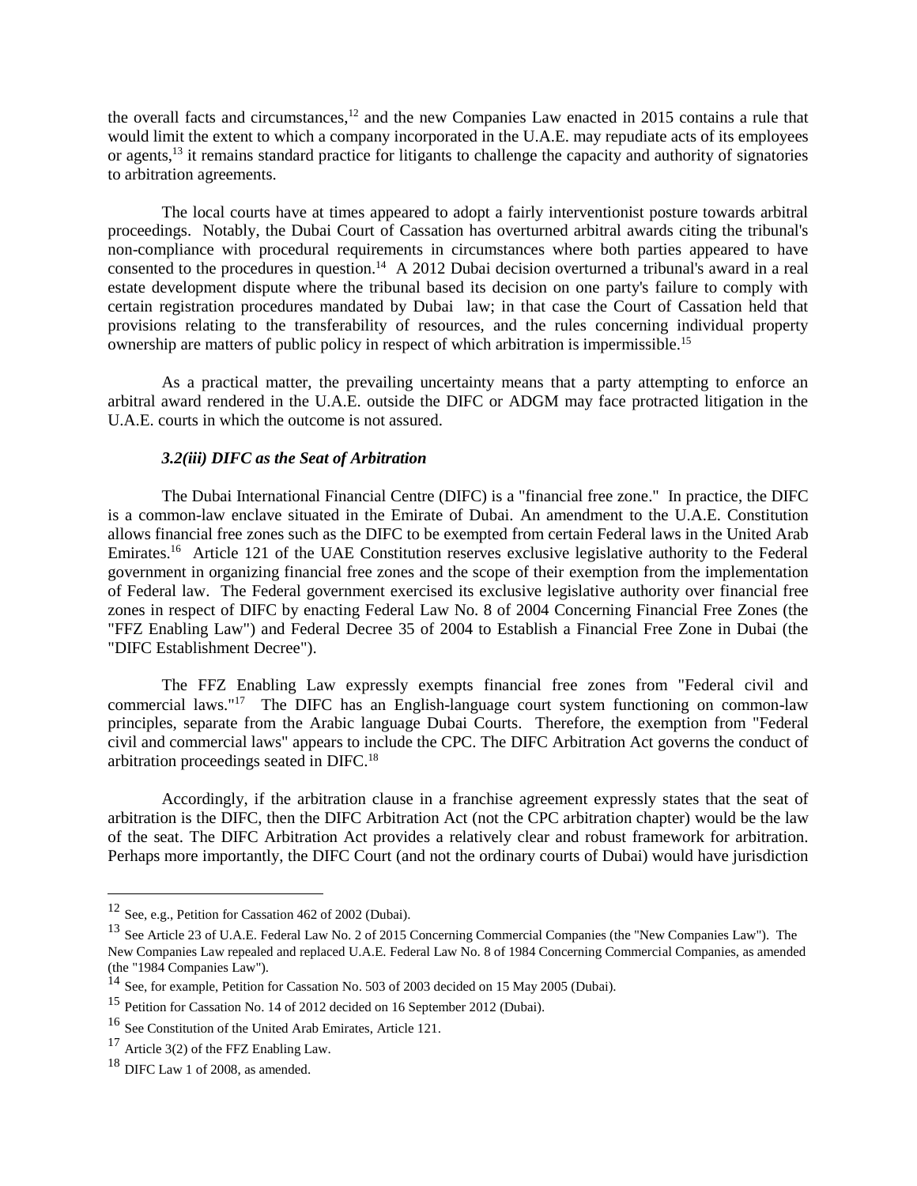the overall facts and circumstances,[12] and the new Companies Law enacted in 2015 contains a rule that would limit the extent to which a company incorporated in the U.A.E. may repudiate acts of its employees or agents,[13] it remains standard practice for litigants to challenge the capacity and authority of signatories to arbitration agreements.

The local courts have at times appeared to adopt a fairly interventionist posture towards arbitral proceedings. Notably, the Dubai Court of Cassation has overturned arbitral awards citing the tribunal's non-compliance with procedural requirements in circumstances where both parties appeared to have consented to the procedures in question.[14] A 2012 Dubai decision overturned a tribunal's award in a real estate development dispute where the tribunal based its decision on one party's failure to comply with certain registration procedures mandated by Dubai law; in that case the Court of Cassation held that provisions relating to the transferability of resources, and the rules concerning individual property ownership are matters of public policy in respect of which arbitration is impermissible.[15]

As a practical matter, the prevailing uncertainty means that a party attempting to enforce an arbitral award rendered in the U.A.E. outside the DIFC or ADGM may face protracted litigation in the U.A.E. courts in which the outcome is not assured.

### *3.2(iii) DIFC as the Seat of Arbitration*

The Dubai International Financial Centre (DIFC) is a "financial free zone." In practice, the DIFC is a common-law enclave situated in the Emirate of Dubai. An amendment to the U.A.E. Constitution allows financial free zones such as the DIFC to be exempted from certain Federal laws in the United Arab Emirates.[16] Article 121 of the UAE Constitution reserves exclusive legislative authority to the Federal government in organizing financial free zones and the scope of their exemption from the implementation of Federal law. The Federal government exercised its exclusive legislative authority over financial free zones in respect of DIFC by enacting Federal Law No. 8 of 2004 Concerning Financial Free Zones (the "FFZ Enabling Law") and Federal Decree 35 of 2004 to Establish a Financial Free Zone in Dubai (the "DIFC Establishment Decree").

The FFZ Enabling Law expressly exempts financial free zones from "Federal civil and commercial laws."[17] The DIFC has an English-language court system functioning on common-law principles, separate from the Arabic language Dubai Courts. Therefore, the exemption from "Federal civil and commercial laws" appears to include the CPC. The DIFC Arbitration Act governs the conduct of arbitration proceedings seated in DIFC.[18]

Accordingly, if the arbitration clause in a franchise agreement expressly states that the seat of arbitration is the DIFC, then the DIFC Arbitration Act (not the CPC arbitration chapter) would be the law of the seat. The DIFC Arbitration Act provides a relatively clear and robust framework for arbitration. Perhaps more importantly, the DIFC Court (and not the ordinary courts of Dubai) would have jurisdiction

---

[12] See, e.g., Petition for Cassation 462 of 2002 (Dubai).

[13] See Article 23 of U.A.E. Federal Law No. 2 of 2015 Concerning Commercial Companies (the "New Companies Law"). The New Companies Law repealed and replaced U.A.E. Federal Law No. 8 of 1984 Concerning Commercial Companies, as amended (the "1984 Companies Law").

[14] See, for example, Petition for Cassation No. 503 of 2003 decided on 15 May 2005 (Dubai).

[15] Petition for Cassation No. 14 of 2012 decided on 16 September 2012 (Dubai).

[16] See Constitution of the United Arab Emirates, Article 121.

[17] Article 3(2) of the FFZ Enabling Law.

[18] DIFC Law 1 of 2008, as amended.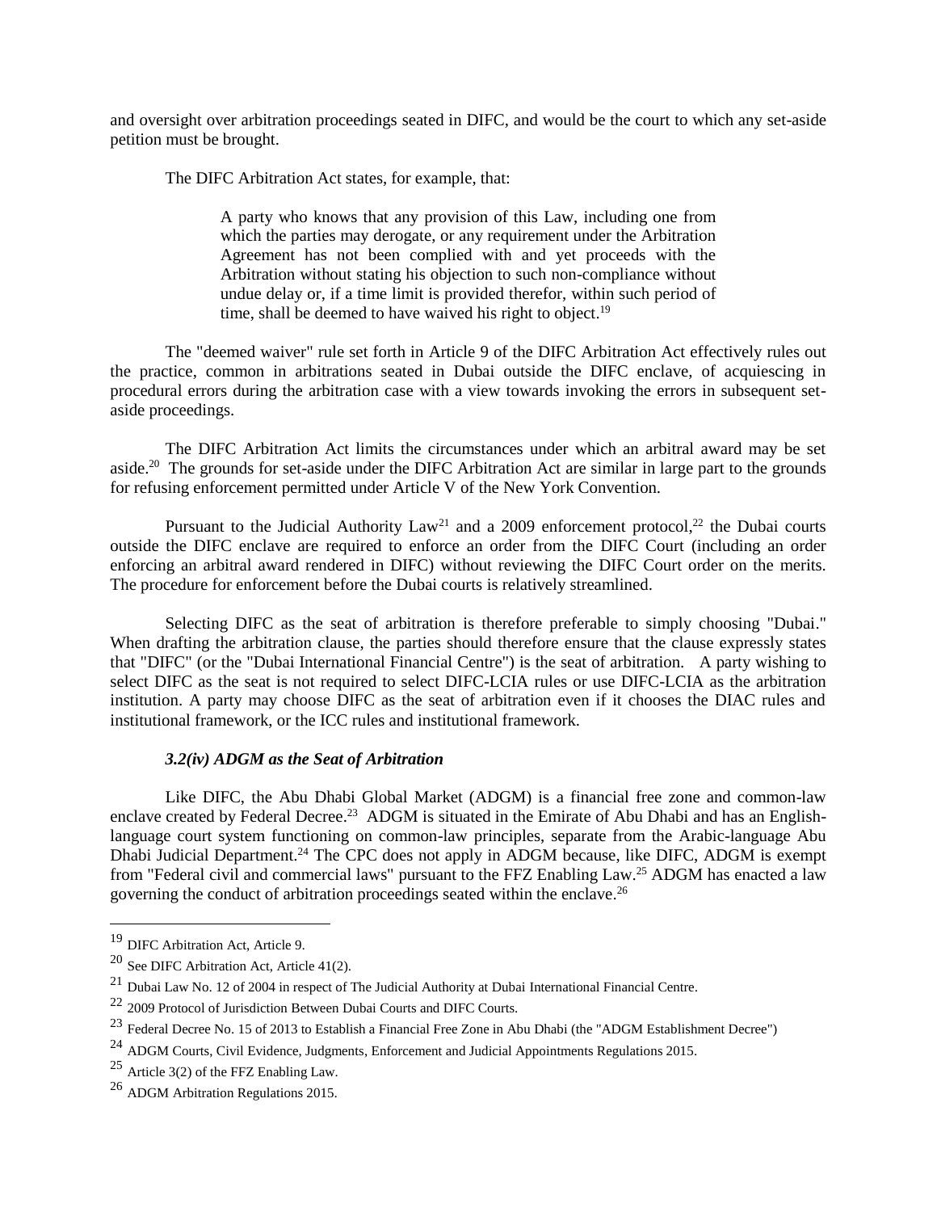and oversight over arbitration proceedings seated in DIFC, and would be the court to which any set-aside petition must be brought.

The DIFC Arbitration Act states, for example, that:

> A party who knows that any provision of this Law, including one from which the parties may derogate, or any requirement under the Arbitration Agreement has not been complied with and yet proceeds with the Arbitration without stating his objection to such non-compliance without undue delay or, if a time limit is provided therefor, within such period of time, shall be deemed to have waived his right to object.[19]

The "deemed waiver" rule set forth in Article 9 of the DIFC Arbitration Act effectively rules out the practice, common in arbitrations seated in Dubai outside the DIFC enclave, of acquiescing in procedural errors during the arbitration case with a view towards invoking the errors in subsequent set-aside proceedings.

The DIFC Arbitration Act limits the circumstances under which an arbitral award may be set aside.[20] The grounds for set-aside under the DIFC Arbitration Act are similar in large part to the grounds for refusing enforcement permitted under Article V of the New York Convention.

Pursuant to the Judicial Authority Law[21] and a 2009 enforcement protocol,[22] the Dubai courts outside the DIFC enclave are required to enforce an order from the DIFC Court (including an order enforcing an arbitral award rendered in DIFC) without reviewing the DIFC Court order on the merits. The procedure for enforcement before the Dubai courts is relatively streamlined.

Selecting DIFC as the seat of arbitration is therefore preferable to simply choosing "Dubai." When drafting the arbitration clause, the parties should therefore ensure that the clause expressly states that "DIFC" (or the "Dubai International Financial Centre") is the seat of arbitration. A party wishing to select DIFC as the seat is not required to select DIFC-LCIA rules or use DIFC-LCIA as the arbitration institution. A party may choose DIFC as the seat of arbitration even if it chooses the DIAC rules and institutional framework, or the ICC rules and institutional framework.

### *3.2(iv) ADGM as the Seat of Arbitration*

Like DIFC, the Abu Dhabi Global Market (ADGM) is a financial free zone and common-law enclave created by Federal Decree.[23] ADGM is situated in the Emirate of Abu Dhabi and has an English-language court system functioning on common-law principles, separate from the Arabic-language Abu Dhabi Judicial Department.[24] The CPC does not apply in ADGM because, like DIFC, ADGM is exempt from "Federal civil and commercial laws" pursuant to the FFZ Enabling Law.[25] ADGM has enacted a law governing the conduct of arbitration proceedings seated within the enclave.[26]

---

[19] DIFC Arbitration Act, Article 9.

[20] See DIFC Arbitration Act, Article 41(2).

[21] Dubai Law No. 12 of 2004 in respect of The Judicial Authority at Dubai International Financial Centre.

[22] 2009 Protocol of Jurisdiction Between Dubai Courts and DIFC Courts.

[23] Federal Decree No. 15 of 2013 to Establish a Financial Free Zone in Abu Dhabi (the "ADGM Establishment Decree")

[24] ADGM Courts, Civil Evidence, Judgments, Enforcement and Judicial Appointments Regulations 2015.

[25] Article 3(2) of the FFZ Enabling Law.

[26] ADGM Arbitration Regulations 2015.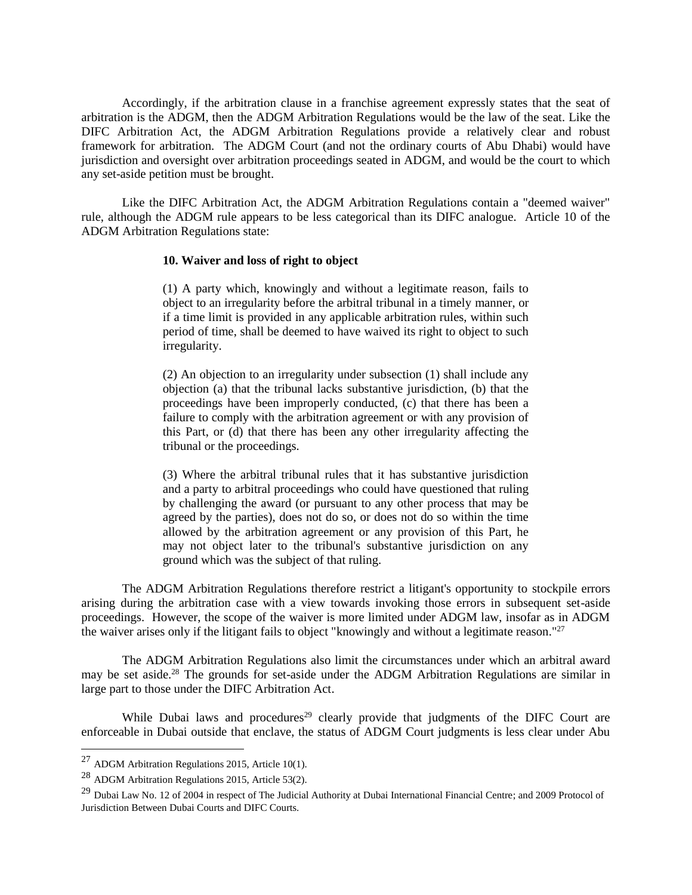Accordingly, if the arbitration clause in a franchise agreement expressly states that the seat of arbitration is the ADGM, then the ADGM Arbitration Regulations would be the law of the seat. Like the DIFC Arbitration Act, the ADGM Arbitration Regulations provide a relatively clear and robust framework for arbitration. The ADGM Court (and not the ordinary courts of Abu Dhabi) would have jurisdiction and oversight over arbitration proceedings seated in ADGM, and would be the court to which any set-aside petition must be brought.

Like the DIFC Arbitration Act, the ADGM Arbitration Regulations contain a "deemed waiver" rule, although the ADGM rule appears to be less categorical than its DIFC analogue. Article 10 of the ADGM Arbitration Regulations state:

> **10. Waiver and loss of right to object**
>
> (1) A party which, knowingly and without a legitimate reason, fails to object to an irregularity before the arbitral tribunal in a timely manner, or if a time limit is provided in any applicable arbitration rules, within such period of time, shall be deemed to have waived its right to object to such irregularity.
>
> (2) An objection to an irregularity under subsection (1) shall include any objection (a) that the tribunal lacks substantive jurisdiction, (b) that the proceedings have been improperly conducted, (c) that there has been a failure to comply with the arbitration agreement or with any provision of this Part, or (d) that there has been any other irregularity affecting the tribunal or the proceedings.
>
> (3) Where the arbitral tribunal rules that it has substantive jurisdiction and a party to arbitral proceedings who could have questioned that ruling by challenging the award (or pursuant to any other process that may be agreed by the parties), does not do so, or does not do so within the time allowed by the arbitration agreement or any provision of this Part, he may not object later to the tribunal's substantive jurisdiction on any ground which was the subject of that ruling.

The ADGM Arbitration Regulations therefore restrict a litigant's opportunity to stockpile errors arising during the arbitration case with a view towards invoking those errors in subsequent set-aside proceedings. However, the scope of the waiver is more limited under ADGM law, insofar as in ADGM the waiver arises only if the litigant fails to object "knowingly and without a legitimate reason."[27]

The ADGM Arbitration Regulations also limit the circumstances under which an arbitral award may be set aside.[28] The grounds for set-aside under the ADGM Arbitration Regulations are similar in large part to those under the DIFC Arbitration Act.

While Dubai laws and procedures[29] clearly provide that judgments of the DIFC Court are enforceable in Dubai outside that enclave, the status of ADGM Court judgments is less clear under Abu

---

[27] ADGM Arbitration Regulations 2015, Article 10(1).

[28] ADGM Arbitration Regulations 2015, Article 53(2).

[29] Dubai Law No. 12 of 2004 in respect of The Judicial Authority at Dubai International Financial Centre; and 2009 Protocol of Jurisdiction Between Dubai Courts and DIFC Courts.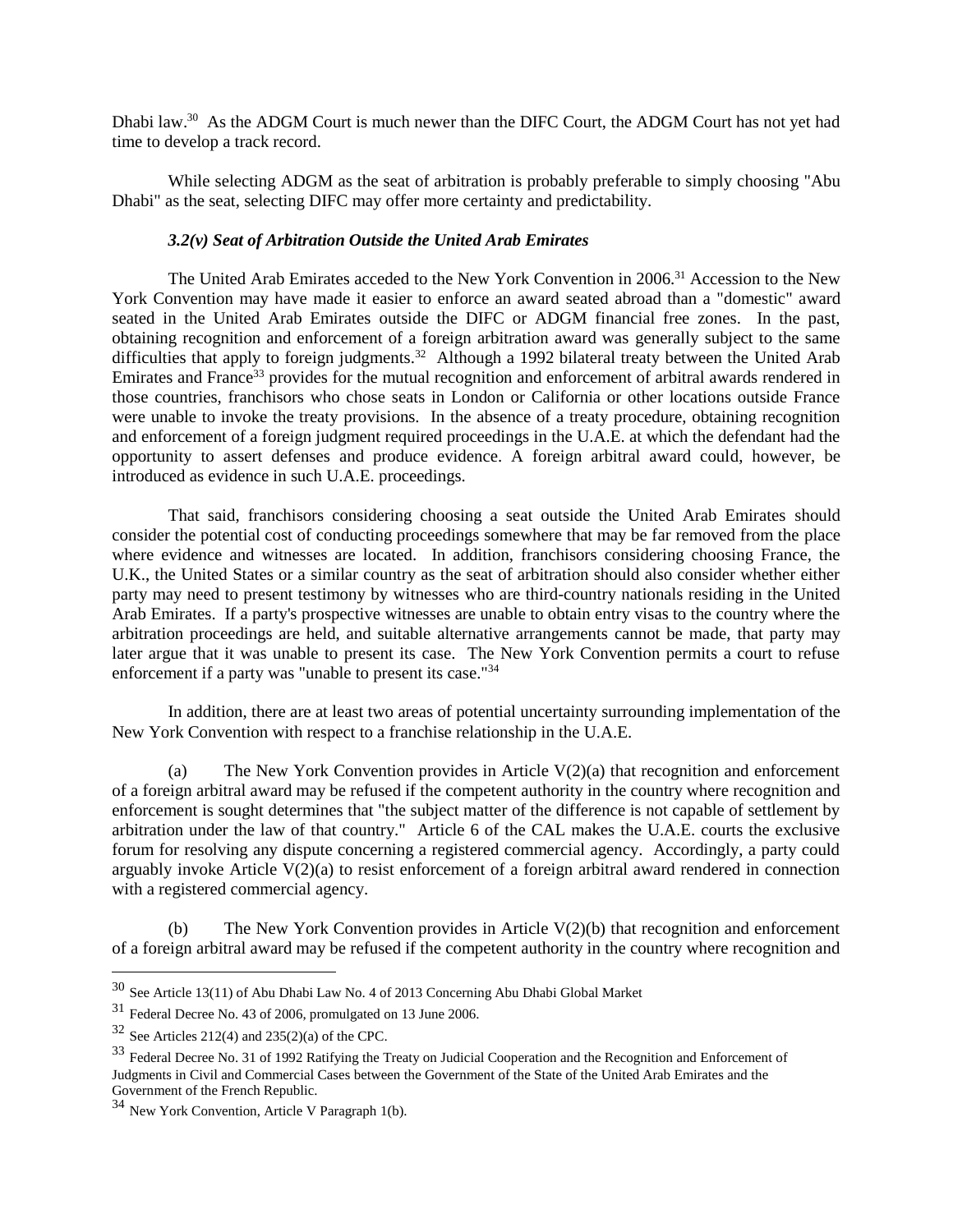Dhabi law.[30] As the ADGM Court is much newer than the DIFC Court, the ADGM Court has not yet had time to develop a track record.

While selecting ADGM as the seat of arbitration is probably preferable to simply choosing "Abu Dhabi" as the seat, selecting DIFC may offer more certainty and predictability.

#### *3.2(v) Seat of Arbitration Outside the United Arab Emirates*

The United Arab Emirates acceded to the New York Convention in 2006.[31] Accession to the New York Convention may have made it easier to enforce an award seated abroad than a "domestic" award seated in the United Arab Emirates outside the DIFC or ADGM financial free zones. In the past, obtaining recognition and enforcement of a foreign arbitration award was generally subject to the same difficulties that apply to foreign judgments.[32] Although a 1992 bilateral treaty between the United Arab Emirates and France[33] provides for the mutual recognition and enforcement of arbitral awards rendered in those countries, franchisors who chose seats in London or California or other locations outside France were unable to invoke the treaty provisions. In the absence of a treaty procedure, obtaining recognition and enforcement of a foreign judgment required proceedings in the U.A.E. at which the defendant had the opportunity to assert defenses and produce evidence. A foreign arbitral award could, however, be introduced as evidence in such U.A.E. proceedings.

That said, franchisors considering choosing a seat outside the United Arab Emirates should consider the potential cost of conducting proceedings somewhere that may be far removed from the place where evidence and witnesses are located. In addition, franchisors considering choosing France, the U.K., the United States or a similar country as the seat of arbitration should also consider whether either party may need to present testimony by witnesses who are third-country nationals residing in the United Arab Emirates. If a party's prospective witnesses are unable to obtain entry visas to the country where the arbitration proceedings are held, and suitable alternative arrangements cannot be made, that party may later argue that it was unable to present its case. The New York Convention permits a court to refuse enforcement if a party was "unable to present its case."[34]

In addition, there are at least two areas of potential uncertainty surrounding implementation of the New York Convention with respect to a franchise relationship in the U.A.E.

(a) The New York Convention provides in Article V(2)(a) that recognition and enforcement of a foreign arbitral award may be refused if the competent authority in the country where recognition and enforcement is sought determines that "the subject matter of the difference is not capable of settlement by arbitration under the law of that country." Article 6 of the CAL makes the U.A.E. courts the exclusive forum for resolving any dispute concerning a registered commercial agency. Accordingly, a party could arguably invoke Article V(2)(a) to resist enforcement of a foreign arbitral award rendered in connection with a registered commercial agency.

(b) The New York Convention provides in Article V(2)(b) that recognition and enforcement of a foreign arbitral award may be refused if the competent authority in the country where recognition and

---

[30] See Article 13(11) of Abu Dhabi Law No. 4 of 2013 Concerning Abu Dhabi Global Market

[31] Federal Decree No. 43 of 2006, promulgated on 13 June 2006.

[32] See Articles 212(4) and 235(2)(a) of the CPC.

[33] Federal Decree No. 31 of 1992 Ratifying the Treaty on Judicial Cooperation and the Recognition and Enforcement of Judgments in Civil and Commercial Cases between the Government of the State of the United Arab Emirates and the Government of the French Republic.

[34] New York Convention, Article V Paragraph 1(b).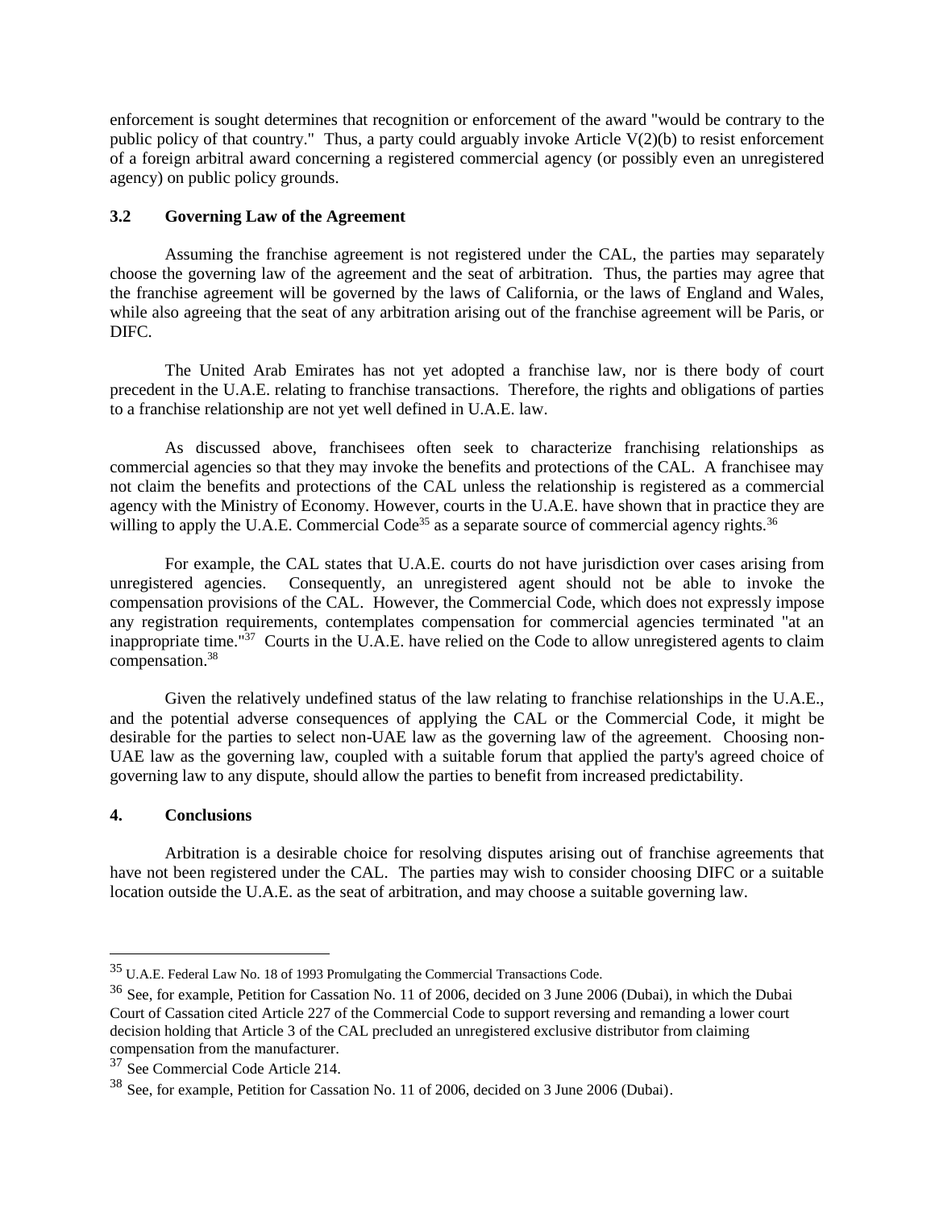enforcement is sought determines that recognition or enforcement of the award "would be contrary to the public policy of that country." Thus, a party could arguably invoke Article V(2)(b) to resist enforcement of a foreign arbitral award concerning a registered commercial agency (or possibly even an unregistered agency) on public policy grounds.

### 3.2 Governing Law of the Agreement

Assuming the franchise agreement is not registered under the CAL, the parties may separately choose the governing law of the agreement and the seat of arbitration. Thus, the parties may agree that the franchise agreement will be governed by the laws of California, or the laws of England and Wales, while also agreeing that the seat of any arbitration arising out of the franchise agreement will be Paris, or DIFC.

The United Arab Emirates has not yet adopted a franchise law, nor is there body of court precedent in the U.A.E. relating to franchise transactions. Therefore, the rights and obligations of parties to a franchise relationship are not yet well defined in U.A.E. law.

As discussed above, franchisees often seek to characterize franchising relationships as commercial agencies so that they may invoke the benefits and protections of the CAL. A franchisee may not claim the benefits and protections of the CAL unless the relationship is registered as a commercial agency with the Ministry of Economy. However, courts in the U.A.E. have shown that in practice they are willing to apply the U.A.E. Commercial Code[35] as a separate source of commercial agency rights.[36]

For example, the CAL states that U.A.E. courts do not have jurisdiction over cases arising from unregistered agencies. Consequently, an unregistered agent should not be able to invoke the compensation provisions of the CAL. However, the Commercial Code, which does not expressly impose any registration requirements, contemplates compensation for commercial agencies terminated "at an inappropriate time."[37] Courts in the U.A.E. have relied on the Code to allow unregistered agents to claim compensation.[38]

Given the relatively undefined status of the law relating to franchise relationships in the U.A.E., and the potential adverse consequences of applying the CAL or the Commercial Code, it might be desirable for the parties to select non-UAE law as the governing law of the agreement. Choosing non-UAE law as the governing law, coupled with a suitable forum that applied the party's agreed choice of governing law to any dispute, should allow the parties to benefit from increased predictability.

## 4. Conclusions

Arbitration is a desirable choice for resolving disputes arising out of franchise agreements that have not been registered under the CAL. The parties may wish to consider choosing DIFC or a suitable location outside the U.A.E. as the seat of arbitration, and may choose a suitable governing law.

---

[35] U.A.E. Federal Law No. 18 of 1993 Promulgating the Commercial Transactions Code.

[36] See, for example, Petition for Cassation No. 11 of 2006, decided on 3 June 2006 (Dubai), in which the Dubai Court of Cassation cited Article 227 of the Commercial Code to support reversing and remanding a lower court decision holding that Article 3 of the CAL precluded an unregistered exclusive distributor from claiming compensation from the manufacturer.

[37] See Commercial Code Article 214.

[38] See, for example, Petition for Cassation No. 11 of 2006, decided on 3 June 2006 (Dubai).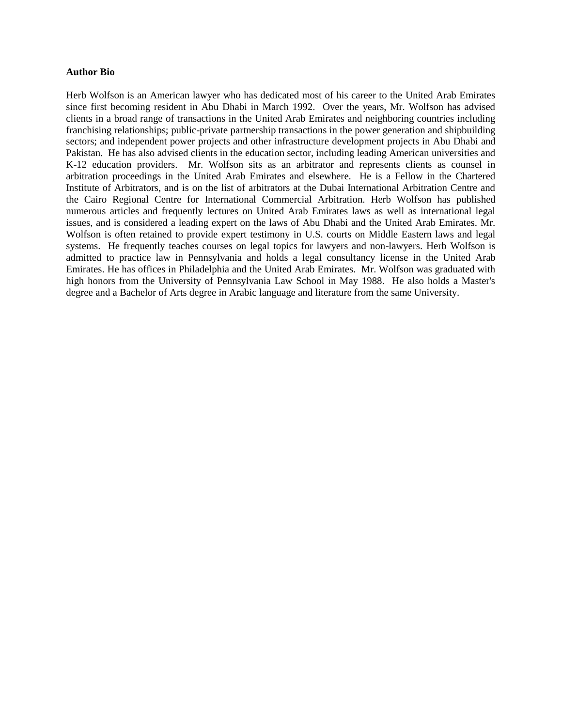**Author Bio**

Herb Wolfson is an American lawyer who has dedicated most of his career to the United Arab Emirates since first becoming resident in Abu Dhabi in March 1992. Over the years, Mr. Wolfson has advised clients in a broad range of transactions in the United Arab Emirates and neighboring countries including franchising relationships; public-private partnership transactions in the power generation and shipbuilding sectors; and independent power projects and other infrastructure development projects in Abu Dhabi and Pakistan. He has also advised clients in the education sector, including leading American universities and K-12 education providers. Mr. Wolfson sits as an arbitrator and represents clients as counsel in arbitration proceedings in the United Arab Emirates and elsewhere. He is a Fellow in the Chartered Institute of Arbitrators, and is on the list of arbitrators at the Dubai International Arbitration Centre and the Cairo Regional Centre for International Commercial Arbitration. Herb Wolfson has published numerous articles and frequently lectures on United Arab Emirates laws as well as international legal issues, and is considered a leading expert on the laws of Abu Dhabi and the United Arab Emirates. Mr. Wolfson is often retained to provide expert testimony in U.S. courts on Middle Eastern laws and legal systems. He frequently teaches courses on legal topics for lawyers and non-lawyers. Herb Wolfson is admitted to practice law in Pennsylvania and holds a legal consultancy license in the United Arab Emirates. He has offices in Philadelphia and the United Arab Emirates. Mr. Wolfson was graduated with high honors from the University of Pennsylvania Law School in May 1988. He also holds a Master's degree and a Bachelor of Arts degree in Arabic language and literature from the same University.